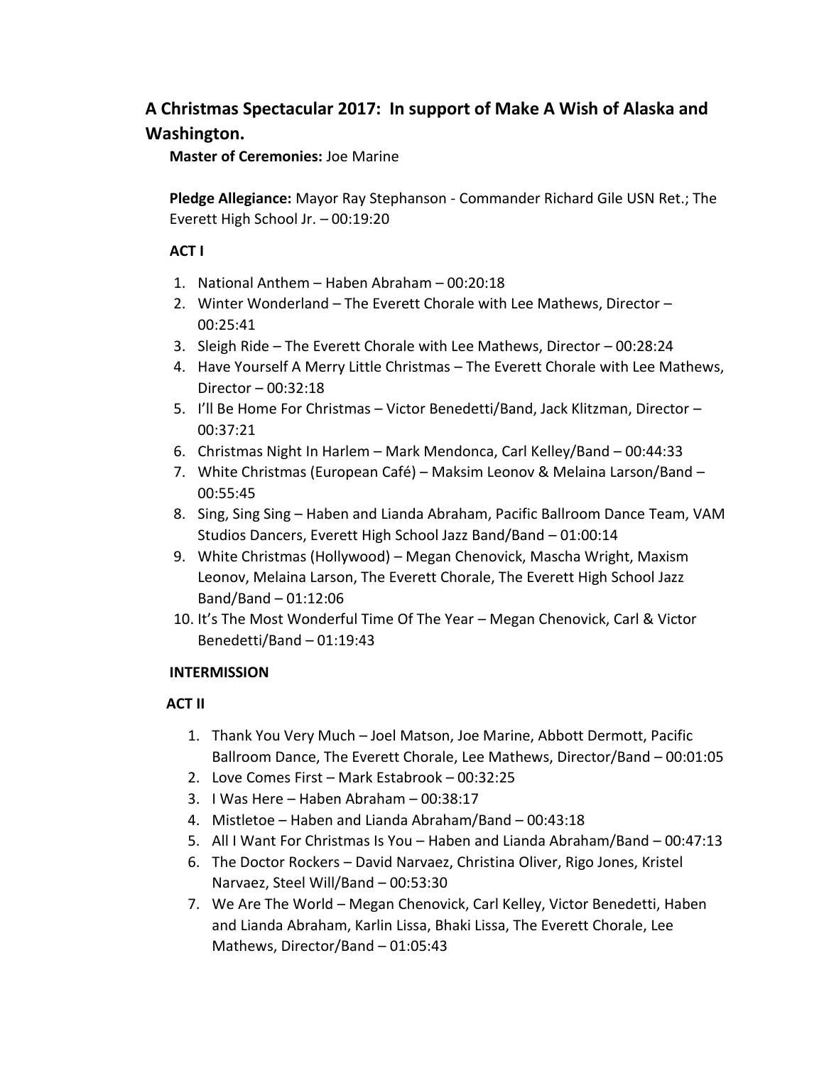## A Christmas Spectacular 2017: In support of Make A Wish of Alaska and Washington.

**Master of Ceremonies:** Joe Marine

**Pledge Allegiance:** Mayor Ray Stephanson - Commander Richard Gile USN Ret.; The Everett High School Jr. – 00:19:20

### ACT I

1. National Anthem – Haben Abraham – 00:20:18
2. Winter Wonderland – The Everett Chorale with Lee Mathews, Director – 00:25:41
3. Sleigh Ride – The Everett Chorale with Lee Mathews, Director – 00:28:24
4. Have Yourself A Merry Little Christmas – The Everett Chorale with Lee Mathews, Director – 00:32:18
5. I'll Be Home For Christmas – Victor Benedetti/Band, Jack Klitzman, Director – 00:37:21
6. Christmas Night In Harlem – Mark Mendonca, Carl Kelley/Band – 00:44:33
7. White Christmas (European Café) – Maksim Leonov & Melaina Larson/Band – 00:55:45
8. Sing, Sing Sing – Haben and Lianda Abraham, Pacific Ballroom Dance Team, VAM Studios Dancers, Everett High School Jazz Band/Band – 01:00:14
9. White Christmas (Hollywood) – Megan Chenovick, Mascha Wright, Maxism Leonov, Melaina Larson, The Everett Chorale, The Everett High School Jazz Band/Band – 01:12:06
10. It's The Most Wonderful Time Of The Year – Megan Chenovick, Carl & Victor Benedetti/Band – 01:19:43

### INTERMISSION

### ACT II

1. Thank You Very Much – Joel Matson, Joe Marine, Abbott Dermott, Pacific Ballroom Dance, The Everett Chorale, Lee Mathews, Director/Band – 00:01:05
2. Love Comes First – Mark Estabrook – 00:32:25
3. I Was Here – Haben Abraham – 00:38:17
4. Mistletoe – Haben and Lianda Abraham/Band – 00:43:18
5. All I Want For Christmas Is You – Haben and Lianda Abraham/Band – 00:47:13
6. The Doctor Rockers – David Narvaez, Christina Oliver, Rigo Jones, Kristel Narvaez, Steel Will/Band – 00:53:30
7. We Are The World – Megan Chenovick, Carl Kelley, Victor Benedetti, Haben and Lianda Abraham, Karlin Lissa, Bhaki Lissa, The Everett Chorale, Lee Mathews, Director/Band – 01:05:43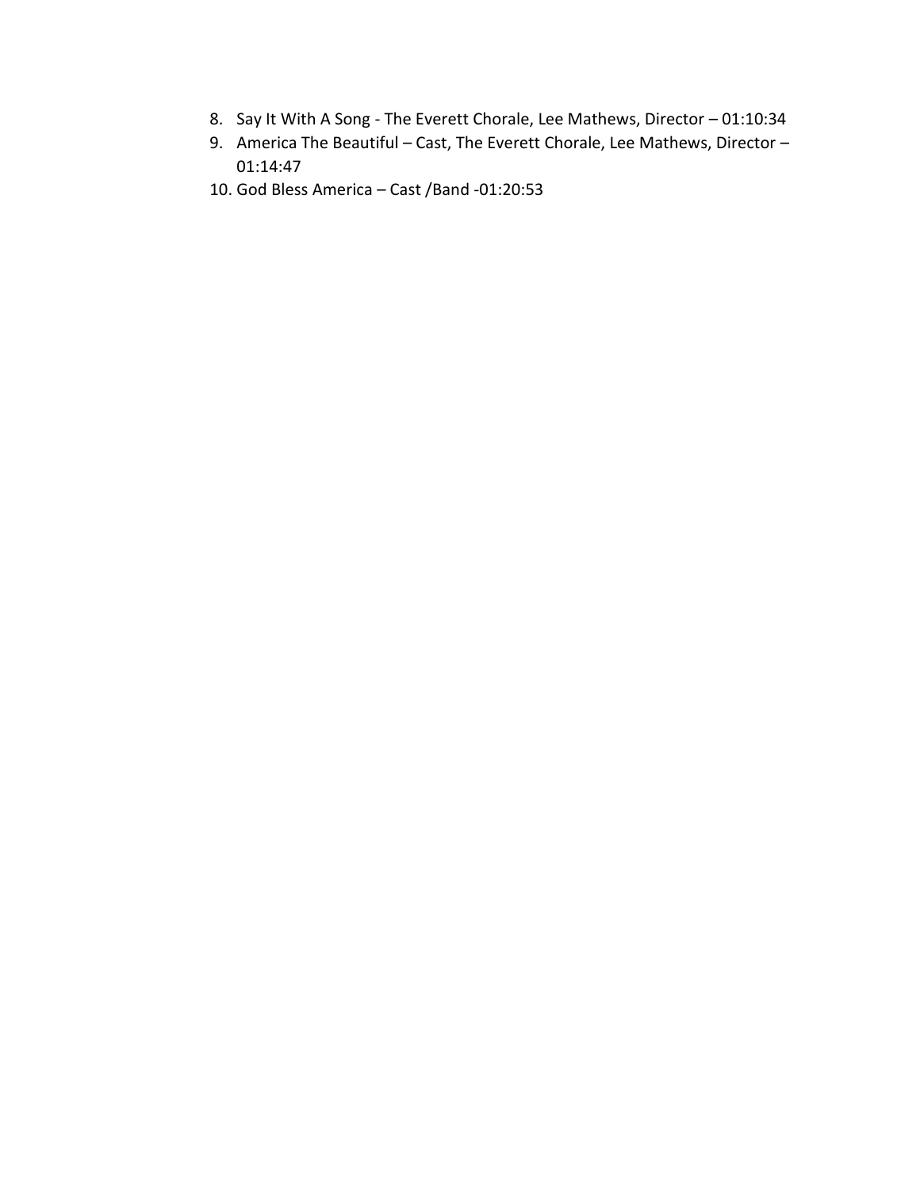8. Say It With A Song - The Everett Chorale, Lee Mathews, Director – 01:10:34
9. America The Beautiful – Cast, The Everett Chorale, Lee Mathews, Director – 01:14:47
10. God Bless America – Cast /Band -01:20:53